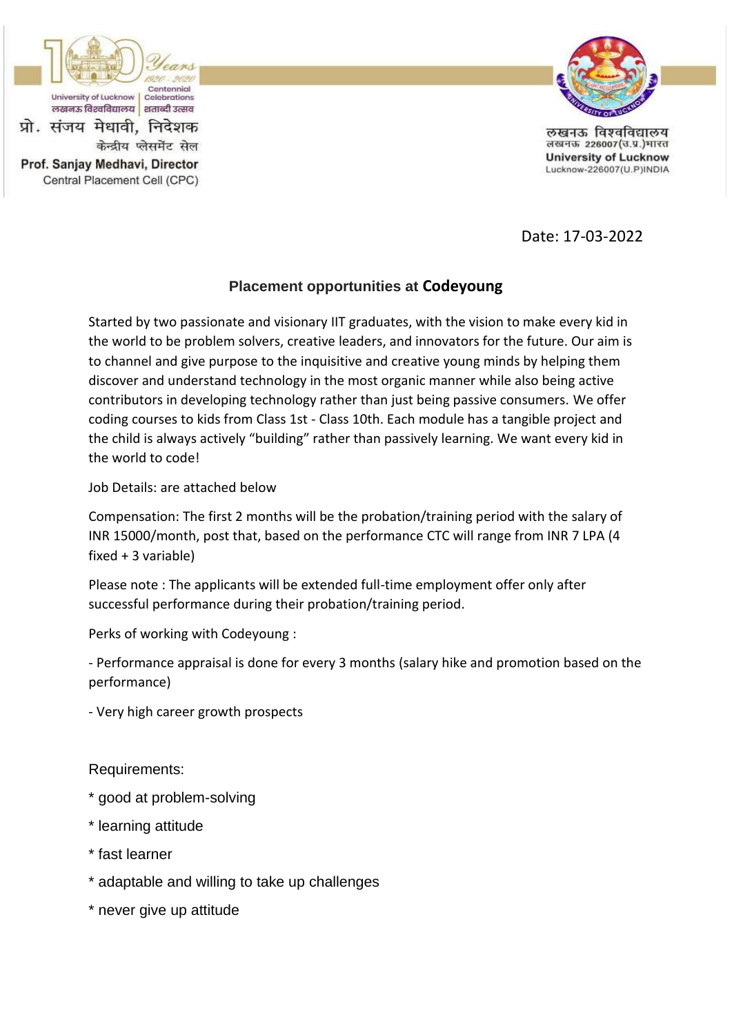University of Lucknow | Centennial Celebrations
लखनऊ विश्वविद्यालय | शताब्दी उत्सव

प्रो. संजय मेधावी, निदेशक
केन्द्रीय प्लेसमेंट सेल
**Prof. Sanjay Medhavi, Director**
Central Placement Cell (CPC)

लखनऊ विश्वविद्यालय
लखनऊ 226007(उ.प्र.)भारत
**University of Lucknow**
Lucknow-226007(U.P)INDIA

Date: 17-03-2022

## Placement opportunities at Codeyoung

Started by two passionate and visionary IIT graduates, with the vision to make every kid in the world to be problem solvers, creative leaders, and innovators for the future. Our aim is to channel and give purpose to the inquisitive and creative young minds by helping them discover and understand technology in the most organic manner while also being active contributors in developing technology rather than just being passive consumers. We offer coding courses to kids from Class 1st - Class 10th. Each module has a tangible project and the child is always actively "building" rather than passively learning. We want every kid in the world to code!

Job Details: are attached below

Compensation: The first 2 months will be the probation/training period with the salary of INR 15000/month, post that, based on the performance CTC will range from INR 7 LPA (4 fixed + 3 variable)

Please note : The applicants will be extended full-time employment offer only after successful performance during their probation/training period.

Perks of working with Codeyoung :

- Performance appraisal is done for every 3 months (salary hike and promotion based on the performance)

- Very high career growth prospects

Requirements:

* good at problem-solving
* learning attitude
* fast learner
* adaptable and willing to take up challenges
* never give up attitude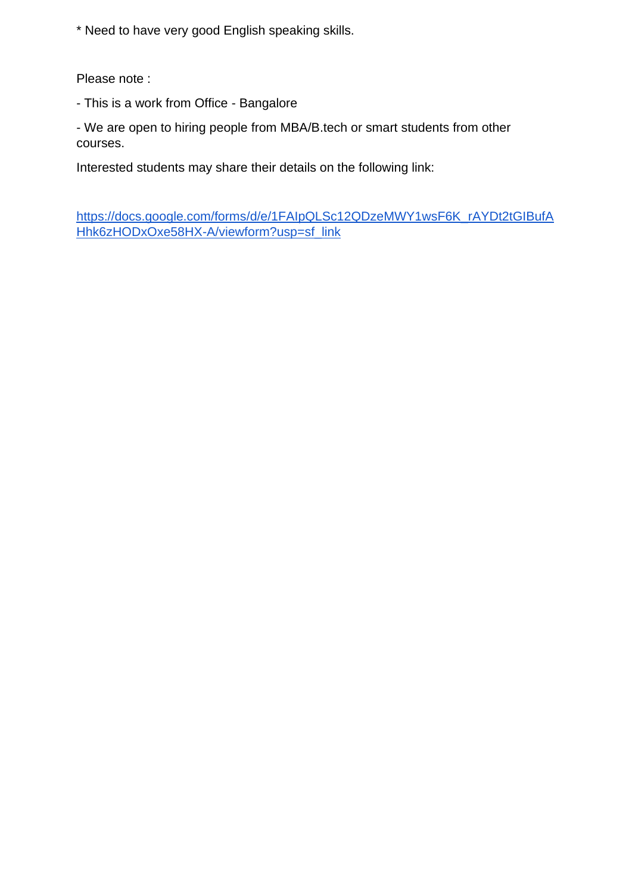* Need to have very good English speaking skills.

Please note :

- This is a work from Office - Bangalore

- We are open to hiring people from MBA/B.tech or smart students from other courses.

Interested students may share their details on the following link:

https://docs.google.com/forms/d/e/1FAIpQLSc12QDzeMWY1wsF6K_rAYDt2tGIBufAHhk6zHODxOxe58HX-A/viewform?usp=sf_link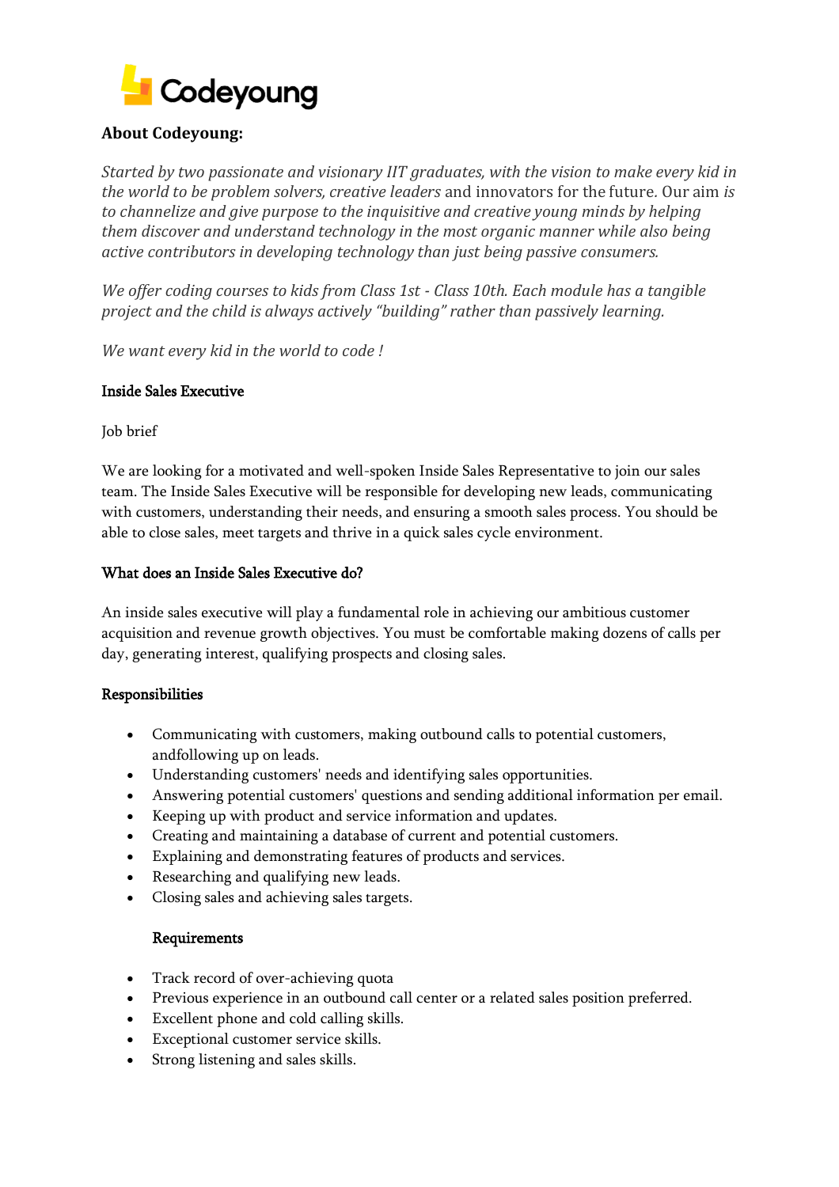Codeyoung

## About Codeyoung:

*Started by two passionate and visionary IIT graduates, with the vision to make every kid in the world to be problem solvers, creative leaders* and innovators for the future. Our aim *is to channelize and give purpose to the inquisitive and creative young minds by helping them discover and understand technology in the most organic manner while also being active contributors in developing technology than just being passive consumers.*

*We offer coding courses to kids from Class 1st - Class 10th. Each module has a tangible project and the child is always actively "building" rather than passively learning.*

*We want every kid in the world to code !*

### Inside Sales Executive

Job brief

We are looking for a motivated and well-spoken Inside Sales Representative to join our sales team. The Inside Sales Executive will be responsible for developing new leads, communicating with customers, understanding their needs, and ensuring a smooth sales process. You should be able to close sales, meet targets and thrive in a quick sales cycle environment.

### What does an Inside Sales Executive do?

An inside sales executive will play a fundamental role in achieving our ambitious customer acquisition and revenue growth objectives. You must be comfortable making dozens of calls per day, generating interest, qualifying prospects and closing sales.

### Responsibilities

- Communicating with customers, making outbound calls to potential customers, andfollowing up on leads.
- Understanding customers' needs and identifying sales opportunities.
- Answering potential customers' questions and sending additional information per email.
- Keeping up with product and service information and updates.
- Creating and maintaining a database of current and potential customers.
- Explaining and demonstrating features of products and services.
- Researching and qualifying new leads.
- Closing sales and achieving sales targets.

### Requirements

- Track record of over-achieving quota
- Previous experience in an outbound call center or a related sales position preferred.
- Excellent phone and cold calling skills.
- Exceptional customer service skills.
- Strong listening and sales skills.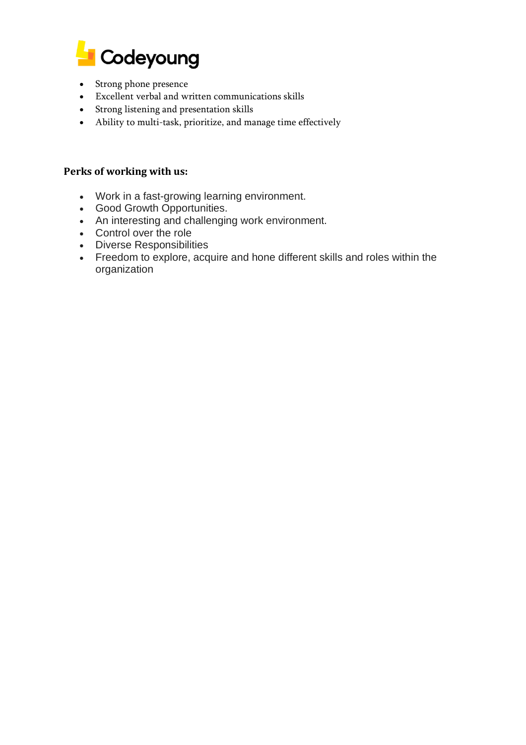- Strong phone presence
- Excellent verbal and written communications skills
- Strong listening and presentation skills
- Ability to multi-task, prioritize, and manage time effectively

**Perks of working with us:**

- Work in a fast-growing learning environment.
- Good Growth Opportunities.
- An interesting and challenging work environment.
- Control over the role
- Diverse Responsibilities
- Freedom to explore, acquire and hone different skills and roles within the organization